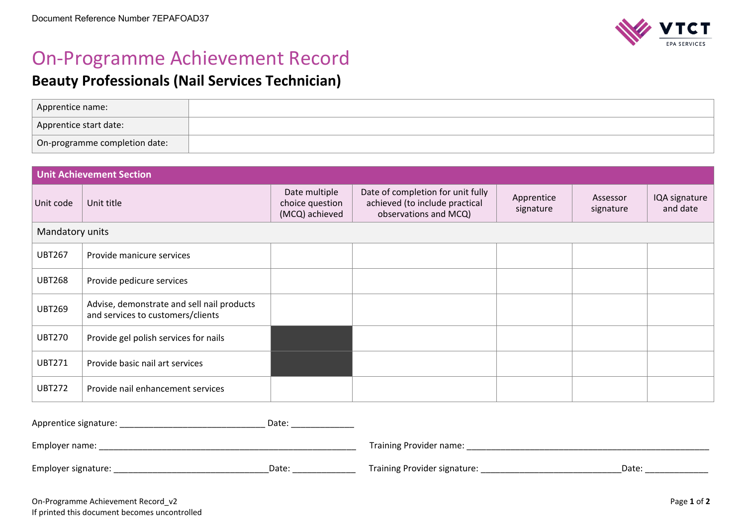Document Reference Number 7EPAFOAD37

# On-Programme Achievement Record

## Beauty Professionals (Nail Services Technician)

| | |
|---|---|
| Apprentice name: | |
| Apprentice start date: | |
| On-programme completion date: | |

| Unit Achievement Section | | | | | | |
|---|---|---|---|---|---|---|
| Unit code | Unit title | Date multiple choice question (MCQ) achieved | Date of completion for unit fully achieved (to include practical observations and MCQ) | Apprentice signature | Assessor signature | IQA signature and date |
| Mandatory units | | | | | | |
| UBT267 | Provide manicure services | | | | | |
| UBT268 | Provide pedicure services | | | | | |
| UBT269 | Advise, demonstrate and sell nail products and services to customers/clients | | | | | |
| UBT270 | Provide gel polish services for nails | | | | | |
| UBT271 | Provide basic nail art services | | | | | |
| UBT272 | Provide nail enhancement services | | | | | |

Apprentice signature: ______________________________ Date: _____________

Employer name: _____________________________________________________

Employer signature: ________________________________Date: _____________

Training Provider name: __________________________________________________

Training Provider signature: _____________________________Date: _____________

On-Programme Achievement Record_v2

If printed this document becomes uncontrolled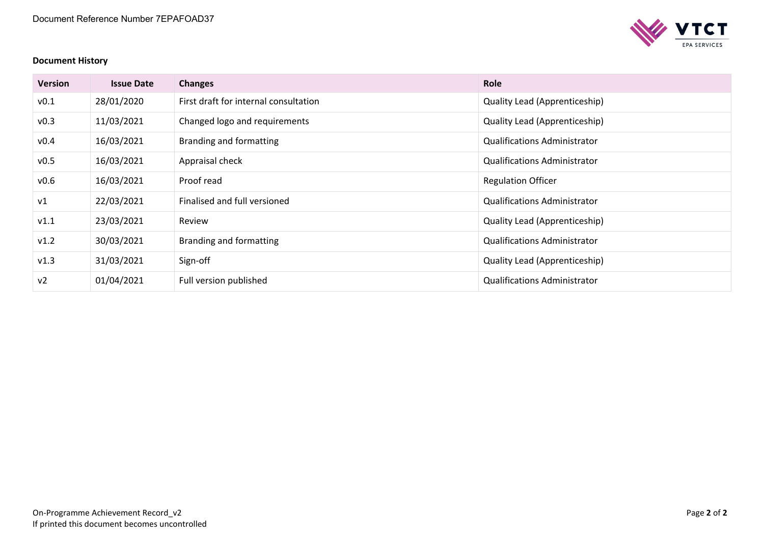**Document History**

| Version | Issue Date | Changes | Role |
|---|---|---|---|
| v0.1 | 28/01/2020 | First draft for internal consultation | Quality Lead (Apprenticeship) |
| v0.3 | 11/03/2021 | Changed logo and requirements | Quality Lead (Apprenticeship) |
| v0.4 | 16/03/2021 | Branding and formatting | Qualifications Administrator |
| v0.5 | 16/03/2021 | Appraisal check | Qualifications Administrator |
| v0.6 | 16/03/2021 | Proof read | Regulation Officer |
| v1 | 22/03/2021 | Finalised and full versioned | Qualifications Administrator |
| v1.1 | 23/03/2021 | Review | Quality Lead (Apprenticeship) |
| v1.2 | 30/03/2021 | Branding and formatting | Qualifications Administrator |
| v1.3 | 31/03/2021 | Sign-off | Quality Lead (Apprenticeship) |
| v2 | 01/04/2021 | Full version published | Qualifications Administrator |